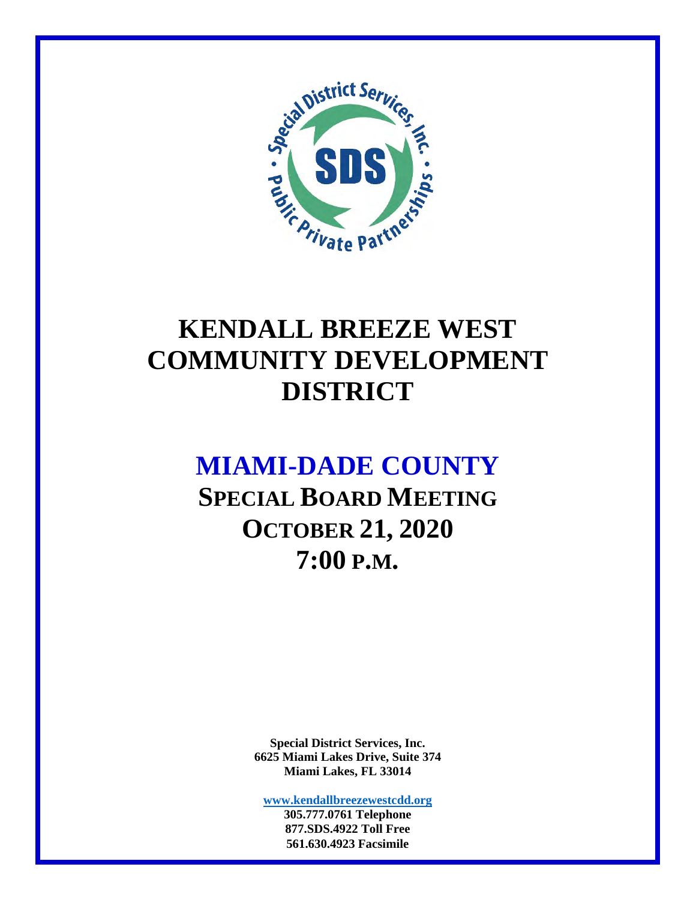# KENDALL BREEZE WEST COMMUNITY DEVELOPMENT DISTRICT

## MIAMI-DADE COUNTY

## SPECIAL BOARD MEETING

## OCTOBER 21, 2020

## 7:00 P.M.

**Special District Services, Inc.**
**6625 Miami Lakes Drive, Suite 374**
**Miami Lakes, FL 33014**

**www.kendallbreezewestcdd.org**
**305.777.0761 Telephone**
**877.SDS.4922 Toll Free**
**561.630.4923 Facsimile**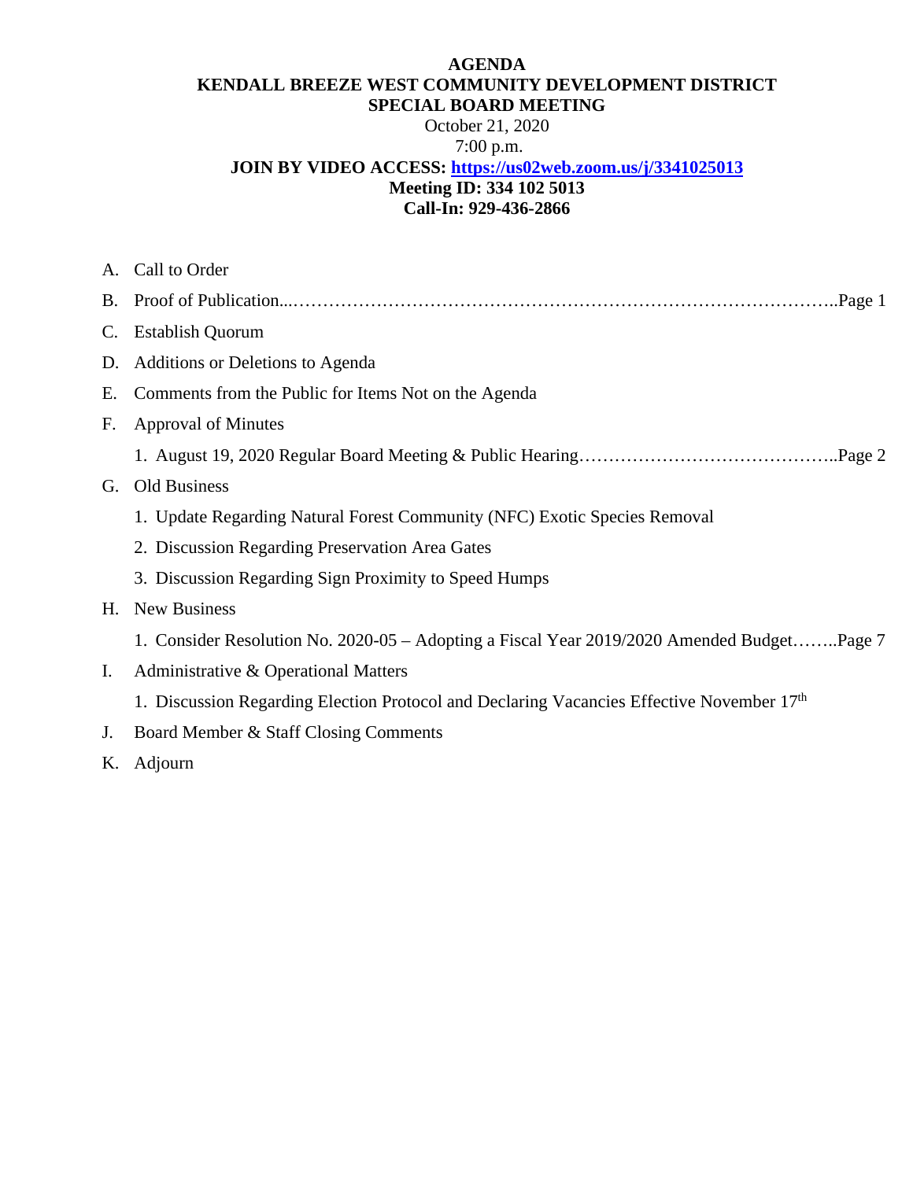**AGENDA**
**KENDALL BREEZE WEST COMMUNITY DEVELOPMENT DISTRICT**
**SPECIAL BOARD MEETING**
October 21, 2020
7:00 p.m.
**JOIN BY VIDEO ACCESS: [https://us02web.zoom.us/j/3341025013](https://us02web.zoom.us/j/3341025013)**
**Meeting ID: 334 102 5013**
**Call-In: 929-436-2866**

A. Call to Order

B. Proof of Publication...……………………………………………………………………………..Page 1

C. Establish Quorum

D. Additions or Deletions to Agenda

E. Comments from the Public for Items Not on the Agenda

F. Approval of Minutes

   1. August 19, 2020 Regular Board Meeting & Public Hearing……………………………………..Page 2

G. Old Business

   1. Update Regarding Natural Forest Community (NFC) Exotic Species Removal

   2. Discussion Regarding Preservation Area Gates

   3. Discussion Regarding Sign Proximity to Speed Humps

H. New Business

   1. Consider Resolution No. 2020-05 – Adopting a Fiscal Year 2019/2020 Amended Budget……..Page 7

I. Administrative & Operational Matters

   1. Discussion Regarding Election Protocol and Declaring Vacancies Effective November 17th

J. Board Member & Staff Closing Comments

K. Adjourn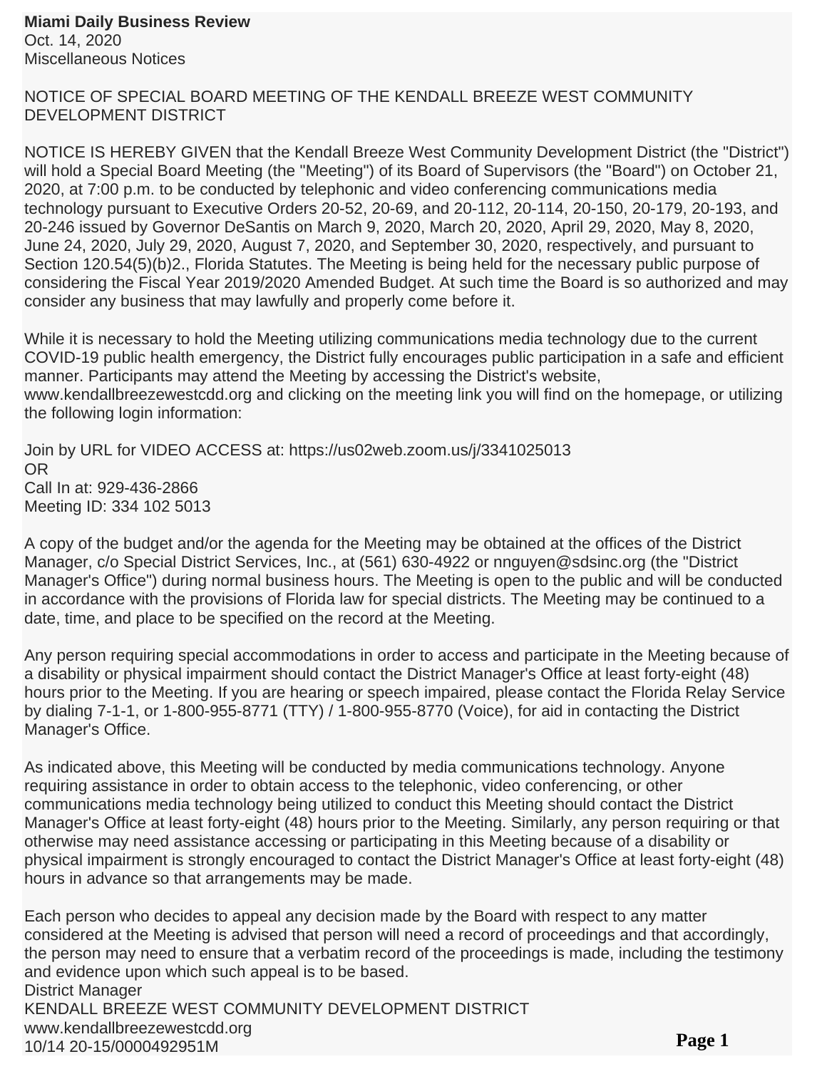**Miami Daily Business Review**
Oct. 14, 2020
Miscellaneous Notices

NOTICE OF SPECIAL BOARD MEETING OF THE KENDALL BREEZE WEST COMMUNITY DEVELOPMENT DISTRICT

NOTICE IS HEREBY GIVEN that the Kendall Breeze West Community Development District (the "District") will hold a Special Board Meeting (the "Meeting") of its Board of Supervisors (the "Board") on October 21, 2020, at 7:00 p.m. to be conducted by telephonic and video conferencing communications media technology pursuant to Executive Orders 20-52, 20-69, and 20-112, 20-114, 20-150, 20-179, 20-193, and 20-246 issued by Governor DeSantis on March 9, 2020, March 20, 2020, April 29, 2020, May 8, 2020, June 24, 2020, July 29, 2020, August 7, 2020, and September 30, 2020, respectively, and pursuant to Section 120.54(5)(b)2., Florida Statutes. The Meeting is being held for the necessary public purpose of considering the Fiscal Year 2019/2020 Amended Budget. At such time the Board is so authorized and may consider any business that may lawfully and properly come before it.

While it is necessary to hold the Meeting utilizing communications media technology due to the current COVID-19 public health emergency, the District fully encourages public participation in a safe and efficient manner. Participants may attend the Meeting by accessing the District's website, www.kendallbreezewestcdd.org and clicking on the meeting link you will find on the homepage, or utilizing the following login information:

Join by URL for VIDEO ACCESS at: https://us02web.zoom.us/j/3341025013
OR
Call In at: 929-436-2866
Meeting ID: 334 102 5013

A copy of the budget and/or the agenda for the Meeting may be obtained at the offices of the District Manager, c/o Special District Services, Inc., at (561) 630-4922 or nnguyen@sdsinc.org (the "District Manager's Office") during normal business hours. The Meeting is open to the public and will be conducted in accordance with the provisions of Florida law for special districts. The Meeting may be continued to a date, time, and place to be specified on the record at the Meeting.

Any person requiring special accommodations in order to access and participate in the Meeting because of a disability or physical impairment should contact the District Manager's Office at least forty-eight (48) hours prior to the Meeting. If you are hearing or speech impaired, please contact the Florida Relay Service by dialing 7-1-1, or 1-800-955-8771 (TTY) / 1-800-955-8770 (Voice), for aid in contacting the District Manager's Office.

As indicated above, this Meeting will be conducted by media communications technology. Anyone requiring assistance in order to obtain access to the telephonic, video conferencing, or other communications media technology being utilized to conduct this Meeting should contact the District Manager's Office at least forty-eight (48) hours prior to the Meeting. Similarly, any person requiring or that otherwise may need assistance accessing or participating in this Meeting because of a disability or physical impairment is strongly encouraged to contact the District Manager's Office at least forty-eight (48) hours in advance so that arrangements may be made.

Each person who decides to appeal any decision made by the Board with respect to any matter considered at the Meeting is advised that person will need a record of proceedings and that accordingly, the person may need to ensure that a verbatim record of the proceedings is made, including the testimony and evidence upon which such appeal is to be based.
District Manager
KENDALL BREEZE WEST COMMUNITY DEVELOPMENT DISTRICT
www.kendallbreezewestcdd.org
10/14 20-15/0000492951M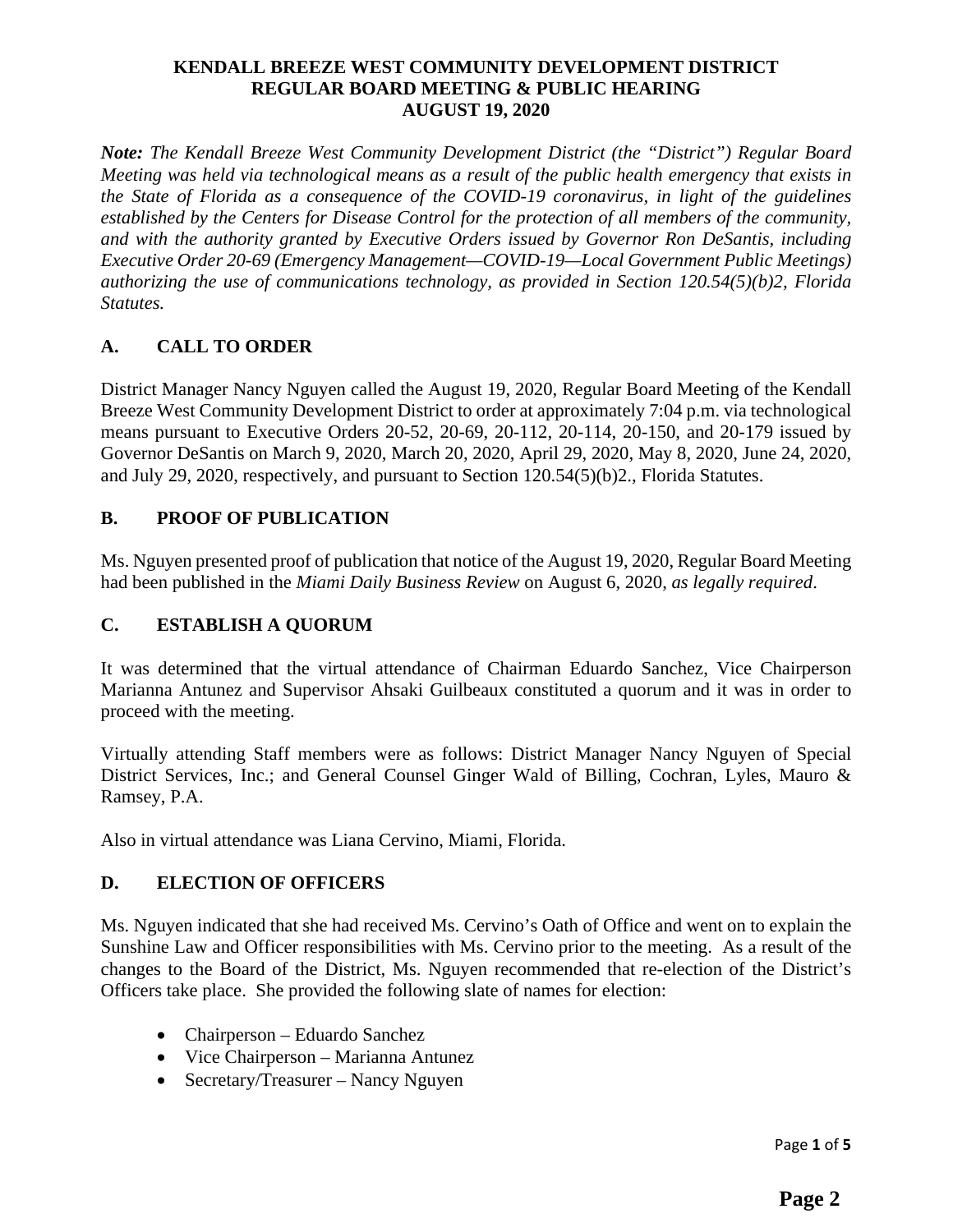# KENDALL BREEZE WEST COMMUNITY DEVELOPMENT DISTRICT
## REGULAR BOARD MEETING & PUBLIC HEARING
## AUGUST 19, 2020

***Note:*** *The Kendall Breeze West Community Development District (the "District") Regular Board Meeting was held via technological means as a result of the public health emergency that exists in the State of Florida as a consequence of the COVID-19 coronavirus, in light of the guidelines established by the Centers for Disease Control for the protection of all members of the community, and with the authority granted by Executive Orders issued by Governor Ron DeSantis, including Executive Order 20-69 (Emergency Management—COVID-19—Local Government Public Meetings) authorizing the use of communications technology, as provided in Section 120.54(5)(b)2, Florida Statutes.*

### A. CALL TO ORDER

District Manager Nancy Nguyen called the August 19, 2020, Regular Board Meeting of the Kendall Breeze West Community Development District to order at approximately 7:04 p.m. via technological means pursuant to Executive Orders 20-52, 20-69, 20-112, 20-114, 20-150, and 20-179 issued by Governor DeSantis on March 9, 2020, March 20, 2020, April 29, 2020, May 8, 2020, June 24, 2020, and July 29, 2020, respectively, and pursuant to Section 120.54(5)(b)2., Florida Statutes.

### B. PROOF OF PUBLICATION

Ms. Nguyen presented proof of publication that notice of the August 19, 2020, Regular Board Meeting had been published in the *Miami Daily Business Review* on August 6, 2020, *as legally required*.

### C. ESTABLISH A QUORUM

It was determined that the virtual attendance of Chairman Eduardo Sanchez, Vice Chairperson Marianna Antunez and Supervisor Ahsaki Guilbeaux constituted a quorum and it was in order to proceed with the meeting.

Virtually attending Staff members were as follows: District Manager Nancy Nguyen of Special District Services, Inc.; and General Counsel Ginger Wald of Billing, Cochran, Lyles, Mauro & Ramsey, P.A.

Also in virtual attendance was Liana Cervino, Miami, Florida.

### D. ELECTION OF OFFICERS

Ms. Nguyen indicated that she had received Ms. Cervino's Oath of Office and went on to explain the Sunshine Law and Officer responsibilities with Ms. Cervino prior to the meeting. As a result of the changes to the Board of the District, Ms. Nguyen recommended that re-election of the District's Officers take place. She provided the following slate of names for election:

- Chairperson – Eduardo Sanchez
- Vice Chairperson – Marianna Antunez
- Secretary/Treasurer – Nancy Nguyen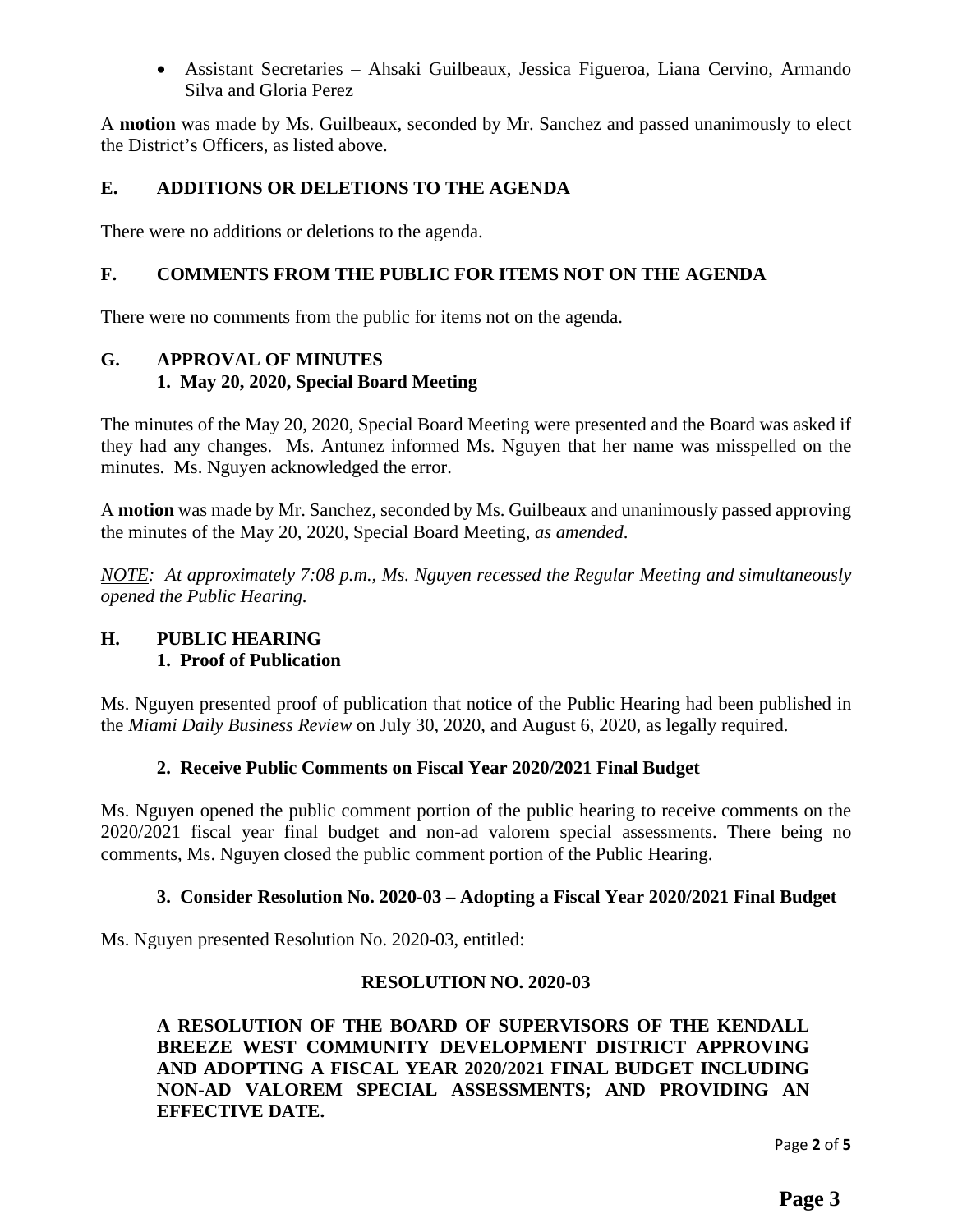- Assistant Secretaries – Ahsaki Guilbeaux, Jessica Figueroa, Liana Cervino, Armando Silva and Gloria Perez

A **motion** was made by Ms. Guilbeaux, seconded by Mr. Sanchez and passed unanimously to elect the District's Officers, as listed above.

## E. ADDITIONS OR DELETIONS TO THE AGENDA

There were no additions or deletions to the agenda.

## F. COMMENTS FROM THE PUBLIC FOR ITEMS NOT ON THE AGENDA

There were no comments from the public for items not on the agenda.

## G. APPROVAL OF MINUTES

### 1. May 20, 2020, Special Board Meeting

The minutes of the May 20, 2020, Special Board Meeting were presented and the Board was asked if they had any changes. Ms. Antunez informed Ms. Nguyen that her name was misspelled on the minutes. Ms. Nguyen acknowledged the error.

A **motion** was made by Mr. Sanchez, seconded by Ms. Guilbeaux and unanimously passed approving the minutes of the May 20, 2020, Special Board Meeting, *as amended*.

*NOTE: At approximately 7:08 p.m., Ms. Nguyen recessed the Regular Meeting and simultaneously opened the Public Hearing.*

## H. PUBLIC HEARING

### 1. Proof of Publication

Ms. Nguyen presented proof of publication that notice of the Public Hearing had been published in the *Miami Daily Business Review* on July 30, 2020, and August 6, 2020, as legally required.

### 2. Receive Public Comments on Fiscal Year 2020/2021 Final Budget

Ms. Nguyen opened the public comment portion of the public hearing to receive comments on the 2020/2021 fiscal year final budget and non-ad valorem special assessments. There being no comments, Ms. Nguyen closed the public comment portion of the Public Hearing.

### 3. Consider Resolution No. 2020-03 – Adopting a Fiscal Year 2020/2021 Final Budget

Ms. Nguyen presented Resolution No. 2020-03, entitled:

**RESOLUTION NO. 2020-03**

**A RESOLUTION OF THE BOARD OF SUPERVISORS OF THE KENDALL BREEZE WEST COMMUNITY DEVELOPMENT DISTRICT APPROVING AND ADOPTING A FISCAL YEAR 2020/2021 FINAL BUDGET INCLUDING NON-AD VALOREM SPECIAL ASSESSMENTS; AND PROVIDING AN EFFECTIVE DATE.**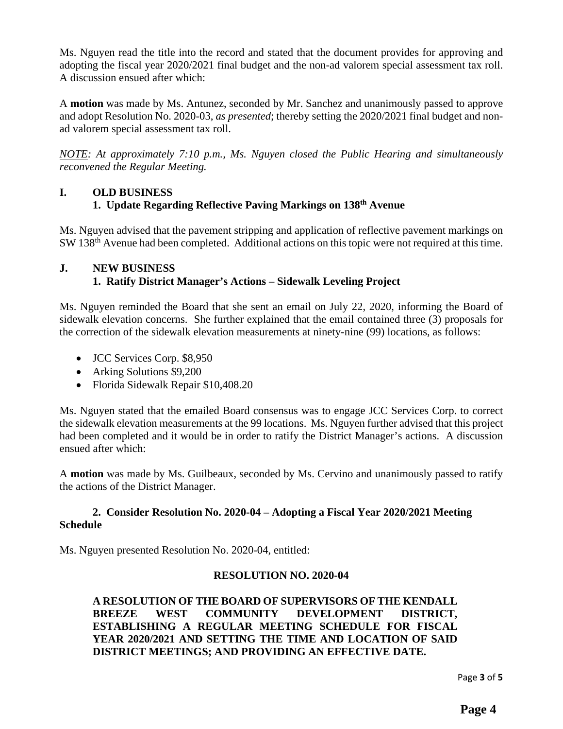Ms. Nguyen read the title into the record and stated that the document provides for approving and adopting the fiscal year 2020/2021 final budget and the non-ad valorem special assessment tax roll. A discussion ensued after which:

A **motion** was made by Ms. Antunez, seconded by Mr. Sanchez and unanimously passed to approve and adopt Resolution No. 2020-03, *as presented*; thereby setting the 2020/2021 final budget and non-ad valorem special assessment tax roll.

*NOTE: At approximately 7:10 p.m., Ms. Nguyen closed the Public Hearing and simultaneously reconvened the Regular Meeting.*

## I. OLD BUSINESS

### 1. Update Regarding Reflective Paving Markings on 138th Avenue

Ms. Nguyen advised that the pavement stripping and application of reflective pavement markings on SW 138th Avenue had been completed. Additional actions on this topic were not required at this time.

## J. NEW BUSINESS

### 1. Ratify District Manager's Actions – Sidewalk Leveling Project

Ms. Nguyen reminded the Board that she sent an email on July 22, 2020, informing the Board of sidewalk elevation concerns. She further explained that the email contained three (3) proposals for the correction of the sidewalk elevation measurements at ninety-nine (99) locations, as follows:

- JCC Services Corp. $8,950
- Arking Solutions $9,200
- Florida Sidewalk Repair $10,408.20

Ms. Nguyen stated that the emailed Board consensus was to engage JCC Services Corp. to correct the sidewalk elevation measurements at the 99 locations. Ms. Nguyen further advised that this project had been completed and it would be in order to ratify the District Manager's actions. A discussion ensued after which:

A **motion** was made by Ms. Guilbeaux, seconded by Ms. Cervino and unanimously passed to ratify the actions of the District Manager.

### 2. Consider Resolution No. 2020-04 – Adopting a Fiscal Year 2020/2021 Meeting Schedule

Ms. Nguyen presented Resolution No. 2020-04, entitled:

**RESOLUTION NO. 2020-04**

**A RESOLUTION OF THE BOARD OF SUPERVISORS OF THE KENDALL BREEZE WEST COMMUNITY DEVELOPMENT DISTRICT, ESTABLISHING A REGULAR MEETING SCHEDULE FOR FISCAL YEAR 2020/2021 AND SETTING THE TIME AND LOCATION OF SAID DISTRICT MEETINGS; AND PROVIDING AN EFFECTIVE DATE.**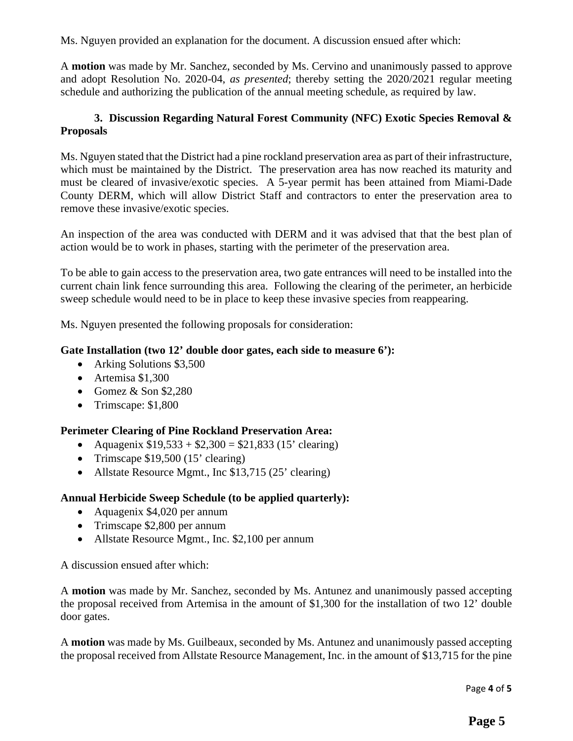Ms. Nguyen provided an explanation for the document. A discussion ensued after which:

A **motion** was made by Mr. Sanchez, seconded by Ms. Cervino and unanimously passed to approve and adopt Resolution No. 2020-04, *as presented*; thereby setting the 2020/2021 regular meeting schedule and authorizing the publication of the annual meeting schedule, as required by law.

### 3. Discussion Regarding Natural Forest Community (NFC) Exotic Species Removal & Proposals

Ms. Nguyen stated that the District had a pine rockland preservation area as part of their infrastructure, which must be maintained by the District. The preservation area has now reached its maturity and must be cleared of invasive/exotic species. A 5-year permit has been attained from Miami-Dade County DERM, which will allow District Staff and contractors to enter the preservation area to remove these invasive/exotic species.

An inspection of the area was conducted with DERM and it was advised that that the best plan of action would be to work in phases, starting with the perimeter of the preservation area.

To be able to gain access to the preservation area, two gate entrances will need to be installed into the current chain link fence surrounding this area. Following the clearing of the perimeter, an herbicide sweep schedule would need to be in place to keep these invasive species from reappearing.

Ms. Nguyen presented the following proposals for consideration:

**Gate Installation (two 12' double door gates, each side to measure 6'):**

- Arking Solutions $3,500
- Artemisa $1,300
- Gomez & Son $2,280
- Trimscape: $1,800

**Perimeter Clearing of Pine Rockland Preservation Area:**

- Aquagenix $19,533 + $2,300 = $21,833 (15' clearing)
- Trimscape $19,500 (15' clearing)
- Allstate Resource Mgmt., Inc $13,715 (25' clearing)

**Annual Herbicide Sweep Schedule (to be applied quarterly):**

- Aquagenix $4,020 per annum
- Trimscape $2,800 per annum
- Allstate Resource Mgmt., Inc. $2,100 per annum

A discussion ensued after which:

A **motion** was made by Mr. Sanchez, seconded by Ms. Antunez and unanimously passed accepting the proposal received from Artemisa in the amount of $1,300 for the installation of two 12' double door gates.

A **motion** was made by Ms. Guilbeaux, seconded by Ms. Antunez and unanimously passed accepting the proposal received from Allstate Resource Management, Inc. in the amount of $13,715 for the pine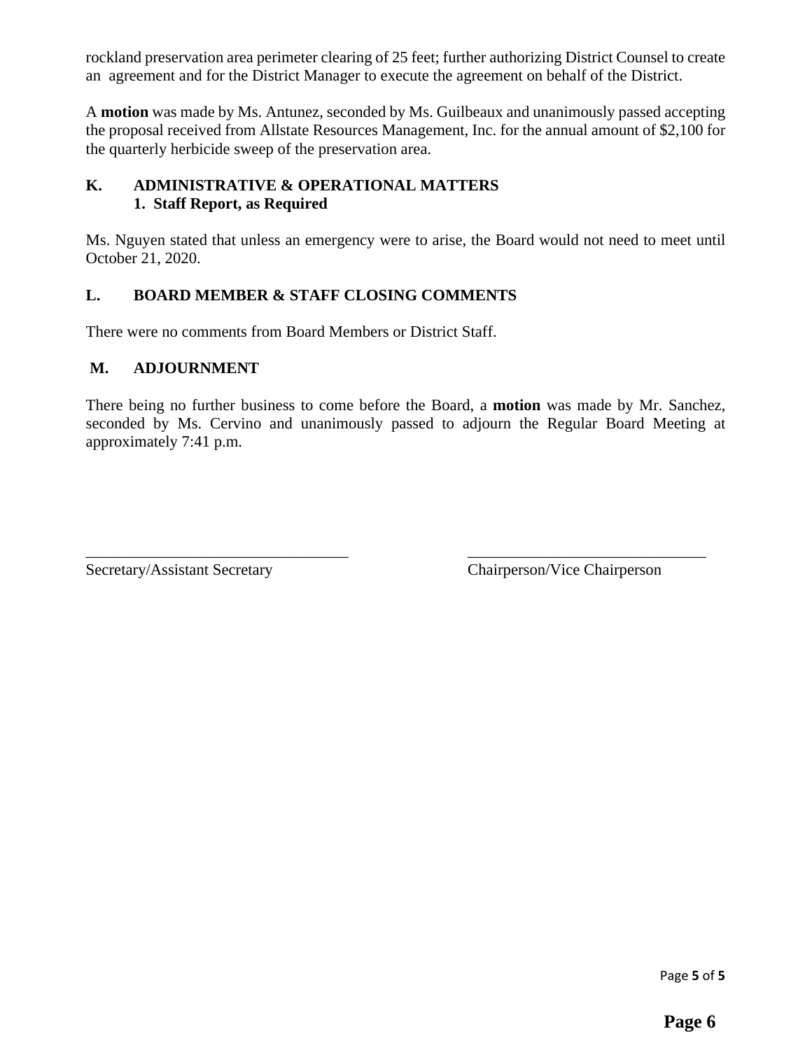rockland preservation area perimeter clearing of 25 feet; further authorizing District Counsel to create an agreement and for the District Manager to execute the agreement on behalf of the District.

A **motion** was made by Ms. Antunez, seconded by Ms. Guilbeaux and unanimously passed accepting the proposal received from Allstate Resources Management, Inc. for the annual amount of $2,100 for the quarterly herbicide sweep of the preservation area.

**K. ADMINISTRATIVE & OPERATIONAL MATTERS**
**1. Staff Report, as Required**

Ms. Nguyen stated that unless an emergency were to arise, the Board would not need to meet until October 21, 2020.

**L. BOARD MEMBER & STAFF CLOSING COMMENTS**

There were no comments from Board Members or District Staff.

**M. ADJOURNMENT**

There being no further business to come before the Board, a **motion** was made by Mr. Sanchez, seconded by Ms. Cervino and unanimously passed to adjourn the Regular Board Meeting at approximately 7:41 p.m.

_________________________________ _________________________________
Secretary/Assistant Secretary Chairperson/Vice Chairperson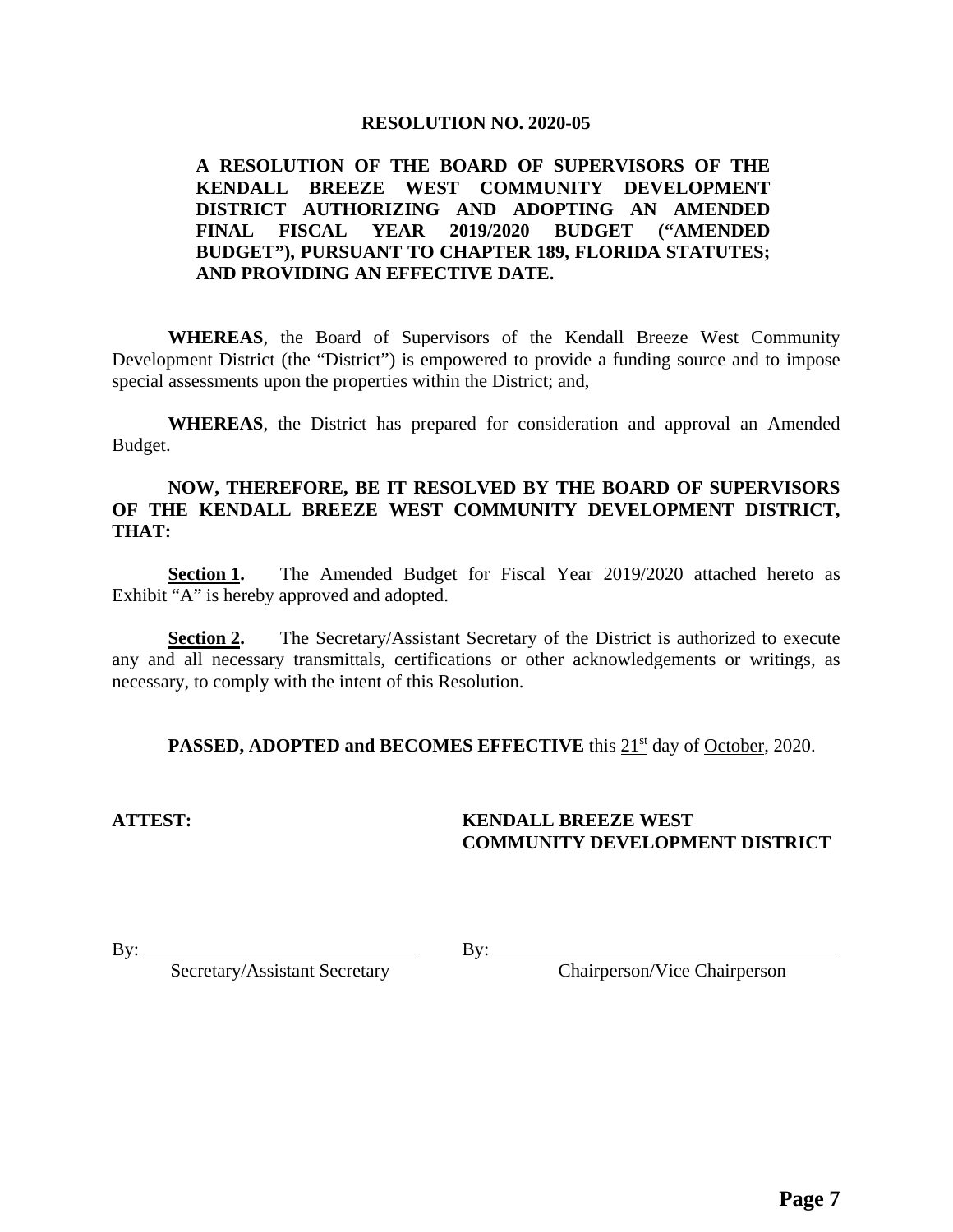# RESOLUTION NO. 2020-05

**A RESOLUTION OF THE BOARD OF SUPERVISORS OF THE KENDALL BREEZE WEST COMMUNITY DEVELOPMENT DISTRICT AUTHORIZING AND ADOPTING AN AMENDED FINAL FISCAL YEAR 2019/2020 BUDGET ("AMENDED BUDGET"), PURSUANT TO CHAPTER 189, FLORIDA STATUTES; AND PROVIDING AN EFFECTIVE DATE.**

**WHEREAS**, the Board of Supervisors of the Kendall Breeze West Community Development District (the "District") is empowered to provide a funding source and to impose special assessments upon the properties within the District; and,

**WHEREAS**, the District has prepared for consideration and approval an Amended Budget.

**NOW, THEREFORE, BE IT RESOLVED BY THE BOARD OF SUPERVISORS OF THE KENDALL BREEZE WEST COMMUNITY DEVELOPMENT DISTRICT, THAT:**

**Section 1.** The Amended Budget for Fiscal Year 2019/2020 attached hereto as Exhibit "A" is hereby approved and adopted.

**Section 2.** The Secretary/Assistant Secretary of the District is authorized to execute any and all necessary transmittals, certifications or other acknowledgements or writings, as necessary, to comply with the intent of this Resolution.

**PASSED, ADOPTED and BECOMES EFFECTIVE** this 21st day of October, 2020.

**ATTEST:**

**KENDALL BREEZE WEST COMMUNITY DEVELOPMENT DISTRICT**

By: ______________________________
Secretary/Assistant Secretary

By: ______________________________
Chairperson/Vice Chairperson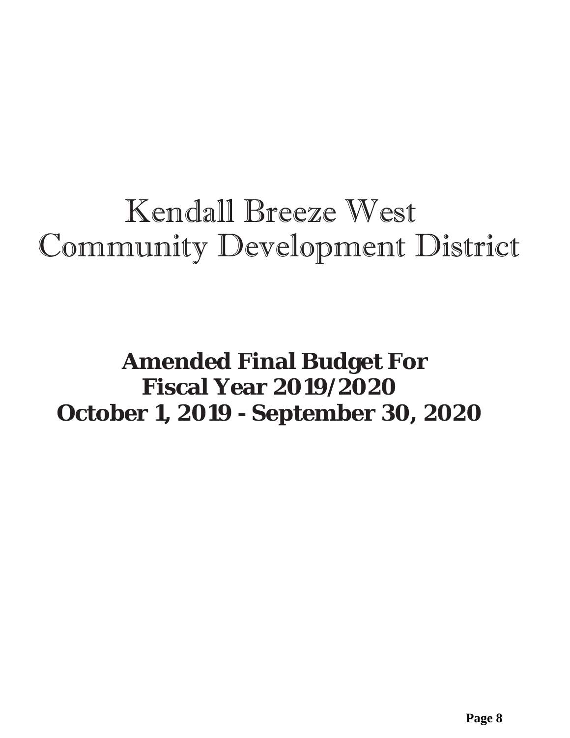# Kendall Breeze West
# Community Development District

## Amended Final Budget For
## Fiscal Year 2019/2020
## October 1, 2019 - September 30, 2020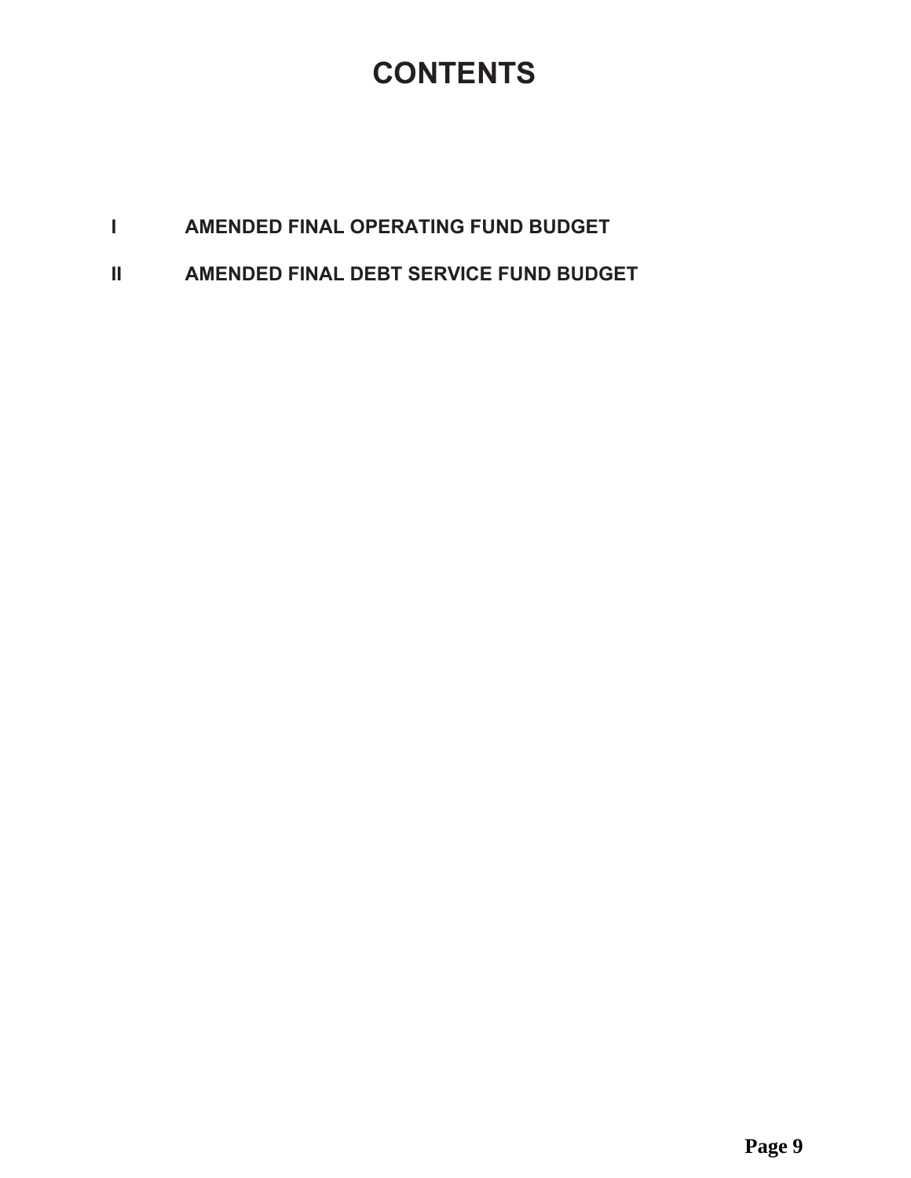# CONTENTS

I AMENDED FINAL OPERATING FUND BUDGET

II AMENDED FINAL DEBT SERVICE FUND BUDGET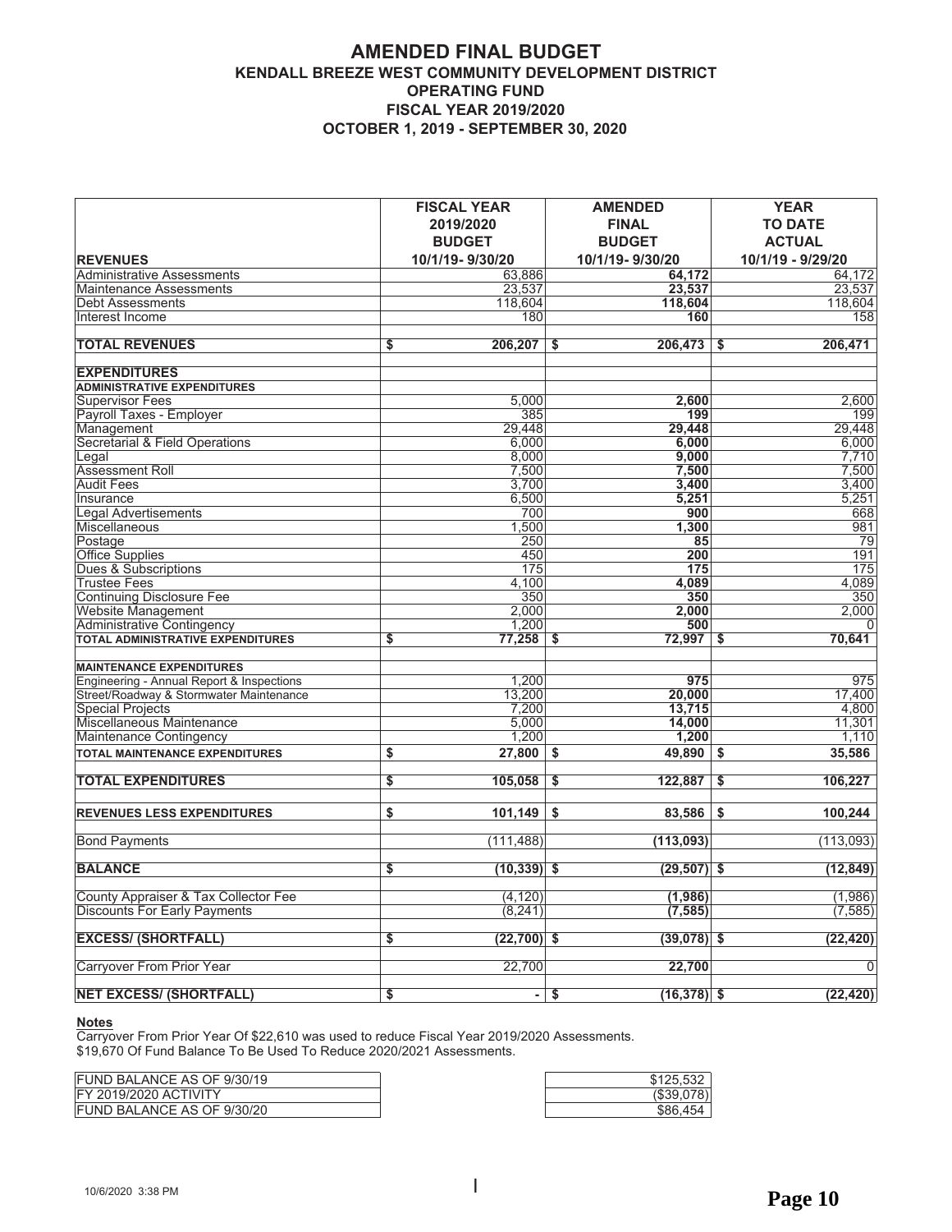# AMENDED FINAL BUDGET
## KENDALL BREEZE WEST COMMUNITY DEVELOPMENT DISTRICT
## OPERATING FUND
## FISCAL YEAR 2019/2020
## OCTOBER 1, 2019 - SEPTEMBER 30, 2020

| REVENUES | FISCAL YEAR 2019/2020 BUDGET 10/1/19- 9/30/20 | AMENDED FINAL BUDGET 10/1/19- 9/30/20 | YEAR TO DATE ACTUAL 10/1/19 - 9/29/20 |
|---|---|---|---|
| Administrative Assessments | 63,886 | **64,172** | 64,172 |
| Maintenance Assessments | 23,537 | **23,537** | 23,537 |
| Debt Assessments | 118,604 | **118,604** | 118,604 |
| Interest Income | 180 | **160** | 158 |
| | | | |
| **TOTAL REVENUES** | **$ 206,207** | **$ 206,473** | **$ 206,471** |
| | | | |
| **EXPENDITURES** | | | |
| **ADMINISTRATIVE EXPENDITURES** | | | |
| Supervisor Fees | 5,000 | **2,600** | 2,600 |
| Payroll Taxes - Employer | 385 | **199** | 199 |
| Management | 29,448 | **29,448** | 29,448 |
| Secretarial & Field Operations | 6,000 | **6,000** | 6,000 |
| Legal | 8,000 | **9,000** | 7,710 |
| Assessment Roll | 7,500 | **7,500** | 7,500 |
| Audit Fees | 3,700 | **3,400** | 3,400 |
| Insurance | 6,500 | **5,251** | 5,251 |
| Legal Advertisements | 700 | **900** | 668 |
| Miscellaneous | 1,500 | **1,300** | 981 |
| Postage | 250 | **85** | 79 |
| Office Supplies | 450 | **200** | 191 |
| Dues & Subscriptions | 175 | **175** | 175 |
| Trustee Fees | 4,100 | **4,089** | 4,089 |
| Continuing Disclosure Fee | 350 | **350** | 350 |
| Website Management | 2,000 | **2,000** | 2,000 |
| Administrative Contingency | 1,200 | **500** | 0 |
| **TOTAL ADMINISTRATIVE EXPENDITURES** | **$ 77,258** | **$ 72,997** | **$ 70,641** |
| | | | |
| **MAINTENANCE EXPENDITURES** | | | |
| Engineering - Annual Report & Inspections | 1,200 | **975** | 975 |
| Street/Roadway & Stormwater Maintenance | 13,200 | **20,000** | 17,400 |
| Special Projects | 7,200 | **13,715** | 4,800 |
| Miscellaneous Maintenance | 5,000 | **14,000** | 11,301 |
| Maintenance Contingency | 1,200 | **1,200** | 1,110 |
| **TOTAL MAINTENANCE EXPENDITURES** | **$ 27,800** | **$ 49,890** | **$ 35,586** |
| | | | |
| **TOTAL EXPENDITURES** | **$ 105,058** | **$ 122,887** | **$ 106,227** |
| | | | |
| **REVENUES LESS EXPENDITURES** | **$ 101,149** | **$ 83,586** | **$ 100,244** |
| | | | |
| Bond Payments | (111,488) | **(113,093)** | (113,093) |
| | | | |
| **BALANCE** | **$ (10,339)** | **$ (29,507)** | **$ (12,849)** |
| | | | |
| County Appraiser & Tax Collector Fee | (4,120) | **(1,986)** | (1,986) |
| Discounts For Early Payments | (8,241) | **(7,585)** | (7,585) |
| | | | |
| **EXCESS/ (SHORTFALL)** | **$ (22,700)** | **$ (39,078)** | **$ (22,420)** |
| | | | |
| Carryover From Prior Year | 22,700 | **22,700** | 0 |
| | | | |
| **NET EXCESS/ (SHORTFALL)** | **$ -** | **$ (16,378)** | **$ (22,420)** |

**Notes**

Carryover From Prior Year Of $22,610 was used to reduce Fiscal Year 2019/2020 Assessments.
$19,670 Of Fund Balance To Be Used To Reduce 2020/2021 Assessments.

| | |
|---|---|
| FUND BALANCE AS OF 9/30/19 | $125,532 |
| FY 2019/2020 ACTIVITY | ($39,078) |
| FUND BALANCE AS OF 9/30/20 | $86,454 |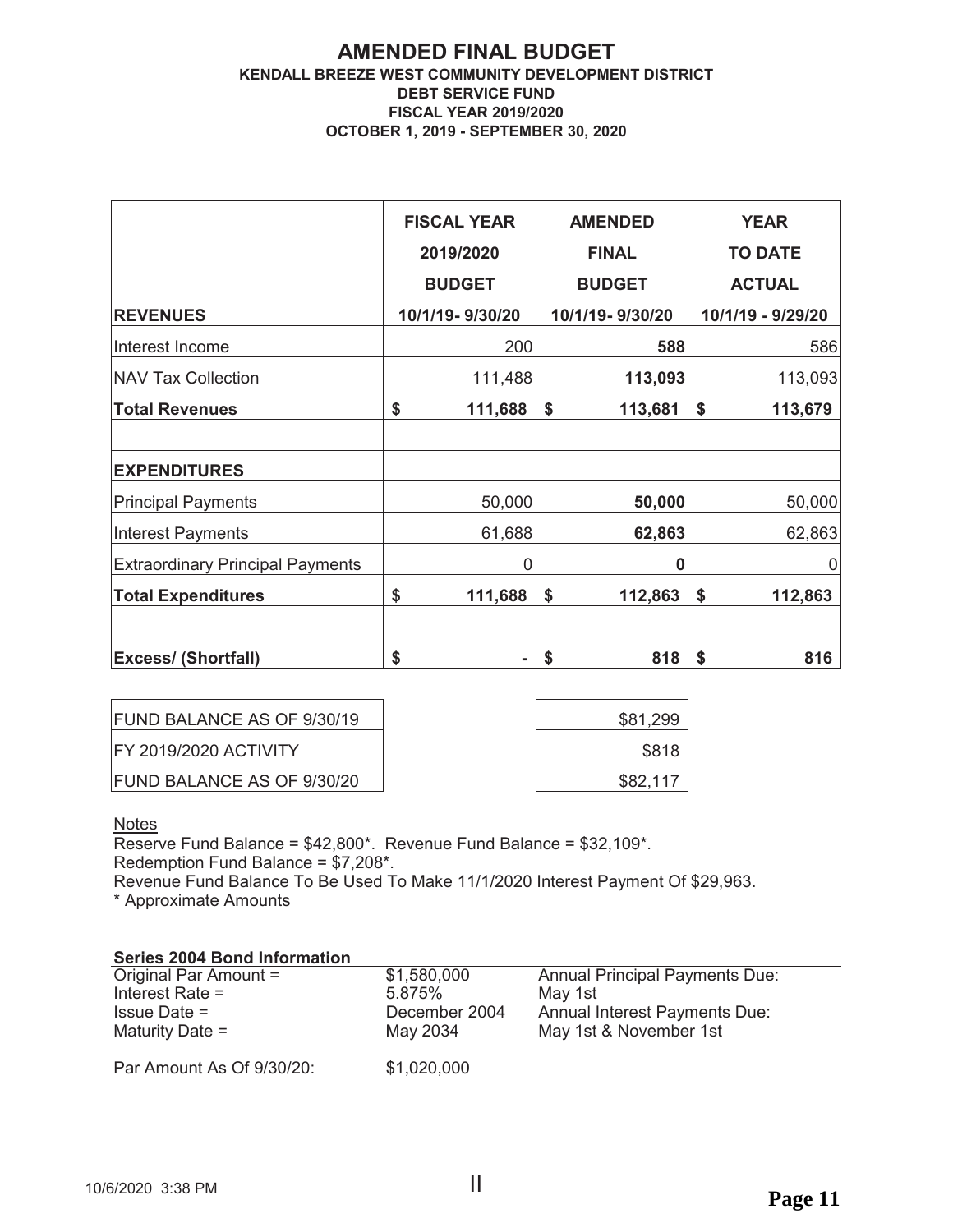# AMENDED FINAL BUDGET

**KENDALL BREEZE WEST COMMUNITY DEVELOPMENT DISTRICT**
**DEBT SERVICE FUND**
**FISCAL YEAR 2019/2020**
**OCTOBER 1, 2019 - SEPTEMBER 30, 2020**

| **REVENUES** | **FISCAL YEAR 2019/2020 BUDGET 10/1/19- 9/30/20** | **AMENDED FINAL BUDGET 10/1/19- 9/30/20** | **YEAR TO DATE ACTUAL 10/1/19 - 9/29/20** |
|---|---|---|---|
| Interest Income | 200 | **588** | 586 |
| NAV Tax Collection | 111,488 | **113,093** | 113,093 |
| **Total Revenues** | **$ 111,688** | **$ 113,681** | **$ 113,679** |
| | | | |
| **EXPENDITURES** | | | |
| Principal Payments | 50,000 | **50,000** | 50,000 |
| Interest Payments | 61,688 | **62,863** | 62,863 |
| Extraordinary Principal Payments | 0 | **0** | 0 |
| **Total Expenditures** | **$ 111,688** | **$ 112,863** | **$ 112,863** |
| | | | |
| **Excess/ (Shortfall)** | **$ -** | **$ 818** | **$ 816** |

| | |
|---|---|
| FUND BALANCE AS OF 9/30/19 | $81,299 |
| FY 2019/2020 ACTIVITY | $818 |
| FUND BALANCE AS OF 9/30/20 | $82,117 |

Notes

Reserve Fund Balance = $42,800*. Revenue Fund Balance = $32,109*.
Redemption Fund Balance = $7,208*.
Revenue Fund Balance To Be Used To Make 11/1/2020 Interest Payment Of $29,963.
* Approximate Amounts

**Series 2004 Bond Information**

| | | |
|---|---|---|
| Original Par Amount = | $1,580,000 | Annual Principal Payments Due: |
| Interest Rate = | 5.875% | May 1st |
| Issue Date = | December 2004 | Annual Interest Payments Due: |
| Maturity Date = | May 2034 | May 1st & November 1st |
| | | |
| Par Amount As Of 9/30/20: | $1,020,000 | |

10/6/2020 3:38 PM